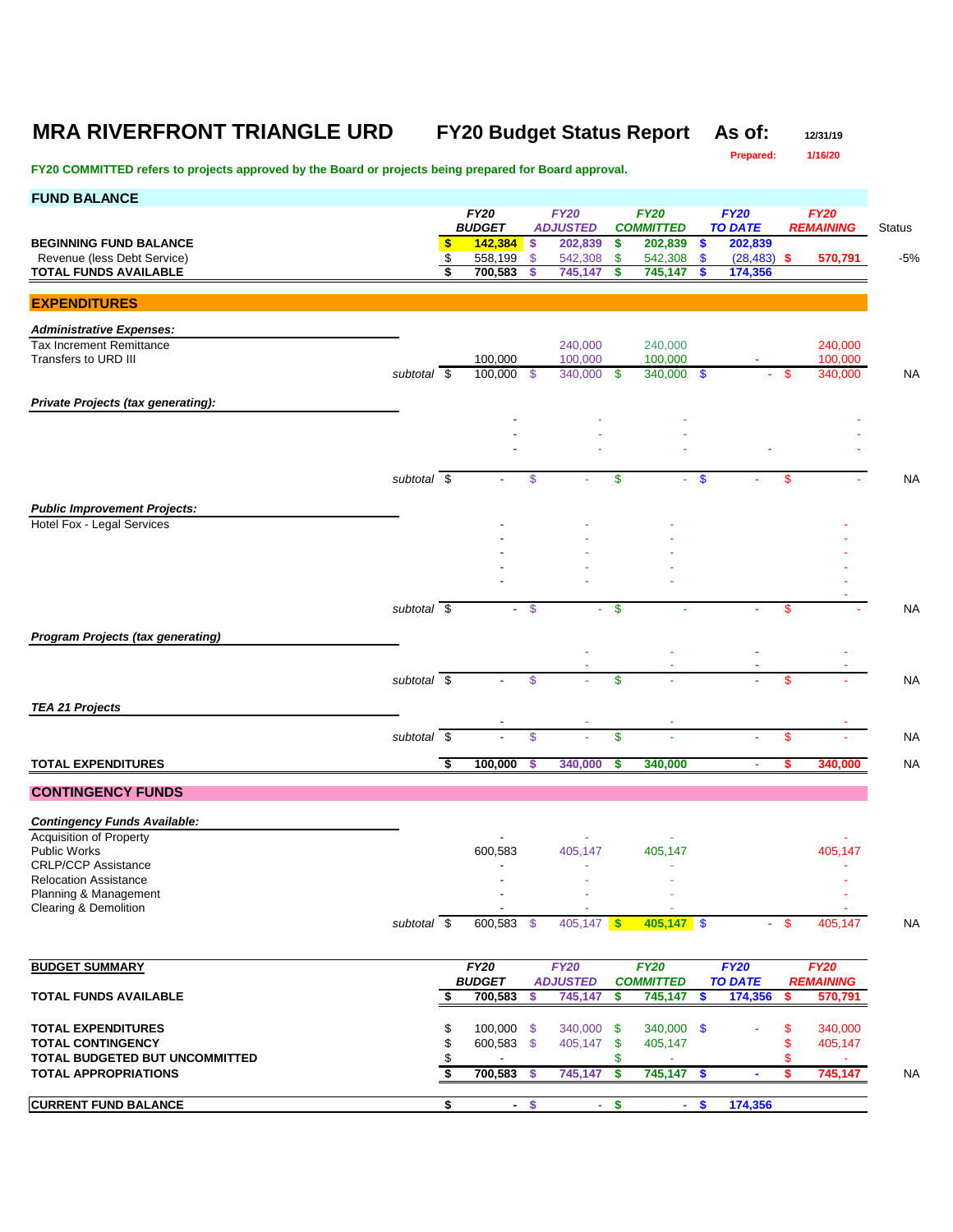# MRA RIVERFRONT TRIANGLE URD

**FY20 Budget Status Report** **As of:** 12/31/19

**Prepared:** 1/16/20

**FY20 COMMITTED refers to projects approved by the Board or projects being prepared for Board approval.**

## FUND BALANCE

| | FY20 BUDGET | FY20 ADJUSTED | FY20 COMMITTED | FY20 TO DATE | FY20 REMAINING | Status |
|---|---|---|---|---|---|---|
| **BEGINNING FUND BALANCE** | $ 142,384 | $ 202,839 | $ 202,839 | $ 202,839 | | |
| Revenue (less Debt Service) | $ 558,199 | $ 542,308 | $ 542,308 | $ (28,483) | $ 570,791 | -5% |
| **TOTAL FUNDS AVAILABLE** | $ 700,583 | $ 745,147 | $ 745,147 | $ 174,356 | | |

## EXPENDITURES

| | FY20 BUDGET | FY20 ADJUSTED | FY20 COMMITTED | FY20 TO DATE | FY20 REMAINING | Status |
|---|---|---|---|---|---|---|
| ***Administrative Expenses:*** | | | | | | |
| Tax Increment Remittance | | 240,000 | 240,000 | | 240,000 | |
| Transfers to URD III | 100,000 | 100,000 | 100,000 | - | 100,000 | |
| *subtotal* | $ 100,000 | $ 340,000 | $ 340,000 | $ - | $ 340,000 | NA |
| ***Private Projects (tax generating):*** | | | | | | |
| | - | - | - | | - | |
| | - | - | - | | - | |
| | - | - | - | - | - | |
| *subtotal* | $ - | $ - | $ - | $ - | $ - | NA |
| ***Public Improvement Projects:*** | | | | | | |
| Hotel Fox - Legal Services | - | - | - | | - | |
| | - | - | - | | - | |
| | - | - | - | | - | |
| | - | - | - | | - | |
| | - | - | - | | - | |
| | | | | | - | |
| *subtotal* | $ - | $ - | $ - | - | $ - | NA |
| ***Program Projects (tax generating)*** | | | | | | |
| | | - | - | - | - | |
| | | - | - | - | - | |
| *subtotal* | $ - | $ - | $ - | - | $ - | NA |
| ***TEA 21 Projects*** | | | | | | |
| | - | - | - | | - | |
| *subtotal* | $ - | $ - | $ - | - | $ - | NA |
| **TOTAL EXPENDITURES** | $ 100,000 | $ 340,000 | $ 340,000 | - | $ 340,000 | NA |

## CONTINGENCY FUNDS

| | FY20 BUDGET | FY20 ADJUSTED | FY20 COMMITTED | FY20 TO DATE | FY20 REMAINING | Status |
|---|---|---|---|---|---|---|
| ***Contingency Funds Available:*** | | | | | | |
| Acquisition of Property | - | - | - | | - | |
| Public Works | 600,583 | 405,147 | 405,147 | | 405,147 | |
| CRLP/CCP Assistance | - | - | - | | - | |
| Relocation Assistance | - | - | - | | - | |
| Planning & Management | - | - | - | | - | |
| Clearing & Demolition | - | - | - | | - | |
| *subtotal* | $ 600,583 | $ 405,147 | $ 405,147 | $ - | $ 405,147 | NA |

## BUDGET SUMMARY

| | FY20 BUDGET | FY20 ADJUSTED | FY20 COMMITTED | FY20 TO DATE | FY20 REMAINING | Status |
|---|---|---|---|---|---|---|
| **TOTAL FUNDS AVAILABLE** | $ 700,583 | $ 745,147 | $ 745,147 | $ 174,356 | $ 570,791 | |
| **TOTAL EXPENDITURES** | $ 100,000 | $ 340,000 | $ 340,000 | $ - | $ 340,000 | |
| **TOTAL CONTINGENCY** | $ 600,583 | $ 405,147 | $ 405,147 | | $ 405,147 | |
| **TOTAL BUDGETED BUT UNCOMMITTED** | $ - | | $ - | | $ - | |
| **TOTAL APPROPRIATIONS** | $ 700,583 | $ 745,147 | $ 745,147 | $ - | $ 745,147 | NA |
| **CURRENT FUND BALANCE** | $ - | $ - | $ - | $ 174,356 | | |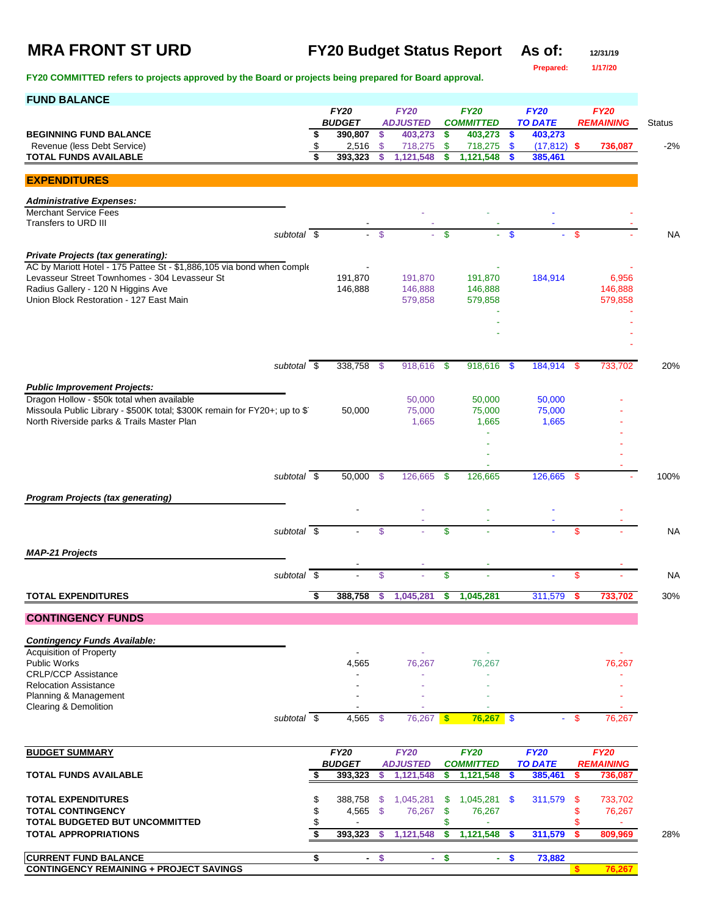# MRA FRONT ST URD

## FY20 Budget Status Report

**As of:** 12/31/19

**Prepared:** 1/17/20

**FY20 COMMITTED refers to projects approved by the Board or projects being prepared for Board approval.**

## FUND BALANCE

| | FY20 BUDGET | FY20 ADJUSTED | FY20 COMMITTED | FY20 TO DATE | FY20 REMAINING | Status |
|---|---|---|---|---|---|---|
| **BEGINNING FUND BALANCE** | $ 390,807 | $ 403,273 | $ 403,273 | $ 403,273 | | |
| Revenue (less Debt Service) | $ 2,516 | $ 718,275 | $ 718,275 | $ (17,812) | $ 736,087 | -2% |
| **TOTAL FUNDS AVAILABLE** | $ 393,323 | $ 1,121,548 | $ 1,121,548 | $ 385,461 | | |

## EXPENDITURES

| | FY20 BUDGET | FY20 ADJUSTED | FY20 COMMITTED | FY20 TO DATE | FY20 REMAINING | Status |
|---|---|---|---|---|---|---|
| ***Administrative Expenses:*** | | | | | | |
| Merchant Service Fees | | - | - | - | - | |
| Transfers to URD III | - | - | - | - | - | |
| *subtotal* | $ - | $ - | $ - | $ - | $ - | NA |
| ***Private Projects (tax generating):*** | | | | | | |
| AC by Mariott Hotel - 175 Pattee St - $1,886,105 via bond when comple | - | | - | | - | |
| Levasseur Street Townhomes - 304 Levasseur St | 191,870 | 191,870 | 191,870 | 184,914 | 6,956 | |
| Radius Gallery - 120 N Higgins Ave | 146,888 | 146,888 | 146,888 | | 146,888 | |
| Union Block Restoration - 127 East Main | | 579,858 | 579,858 | | 579,858 | |
| | | | - | | - | |
| | | | - | | - | |
| | | | - | | - | |
| | | | | | - | |
| *subtotal* | $ 338,758 | $ 918,616 | $ 918,616 | $ 184,914 | $ 733,702 | 20% |
| ***Public Improvement Projects:*** | | | | | | |
| Dragon Hollow - $50k total when available | | 50,000 | 50,000 | 50,000 | - | |
| Missoula Public Library - $500K total; $300K remain for FY20+; up to $' | 50,000 | 75,000 | 75,000 | 75,000 | - | |
| North Riverside parks & Trails Master Plan | | 1,665 | 1,665 | 1,665 | - | |
| | | | - | | - | |
| | | | - | | - | |
| | | | - | | - | |
| | | | - | | - | |
| *subtotal* | $ 50,000 | $ 126,665 | $ 126,665 | 126,665 | $ - | 100% |
| ***Program Projects (tax generating)*** | | | | | | |
| | - | - | - | - | - | |
| | | - | - | - | - | |
| *subtotal* | $ - | $ - | $ - | - | $ - | NA |
| ***MAP-21 Projects*** | | | | | | |
| | - | - | - | | - | |
| *subtotal* | $ - | $ - | $ - | - | $ - | NA |
| **TOTAL EXPENDITURES** | $ 388,758 | $ 1,045,281 | $ 1,045,281 | 311,579 | $ 733,702 | 30% |

## CONTINGENCY FUNDS

| | FY20 BUDGET | FY20 ADJUSTED | FY20 COMMITTED | FY20 TO DATE | FY20 REMAINING | Status |
|---|---|---|---|---|---|---|
| ***Contingency Funds Available:*** | | | | | | |
| Acquisition of Property | - | - | - | | - | |
| Public Works | 4,565 | 76,267 | 76,267 | | 76,267 | |
| CRLP/CCP Assistance | - | - | - | | - | |
| Relocation Assistance | - | - | - | | - | |
| Planning & Management | - | - | - | | - | |
| Clearing & Demolition | - | - | - | | - | |
| *subtotal* | $ 4,565 | $ 76,267 | $ 76,267 | $ - | $ 76,267 | |

## BUDGET SUMMARY

| | FY20 BUDGET | FY20 ADJUSTED | FY20 COMMITTED | FY20 TO DATE | FY20 REMAINING | Status |
|---|---|---|---|---|---|---|
| **TOTAL FUNDS AVAILABLE** | $ 393,323 | $ 1,121,548 | $ 1,121,548 | $ 385,461 | $ 736,087 | |
| **TOTAL EXPENDITURES** | $ 388,758 | $ 1,045,281 | $ 1,045,281 | $ 311,579 | $ 733,702 | |
| **TOTAL CONTINGENCY** | $ 4,565 | $ 76,267 | $ 76,267 | | $ 76,267 | |
| **TOTAL BUDGETED BUT UNCOMMITTED** | $ - | | $ - | | $ - | |
| **TOTAL APPROPRIATIONS** | $ 393,323 | $ 1,121,548 | $ 1,121,548 | $ 311,579 | $ 809,969 | 28% |
| **CURRENT FUND BALANCE** | $ - | $ - | $ - | $ 73,882 | | |
| **CONTINGENCY REMAINING + PROJECT SAVINGS** | | | | | $ 76,267 | |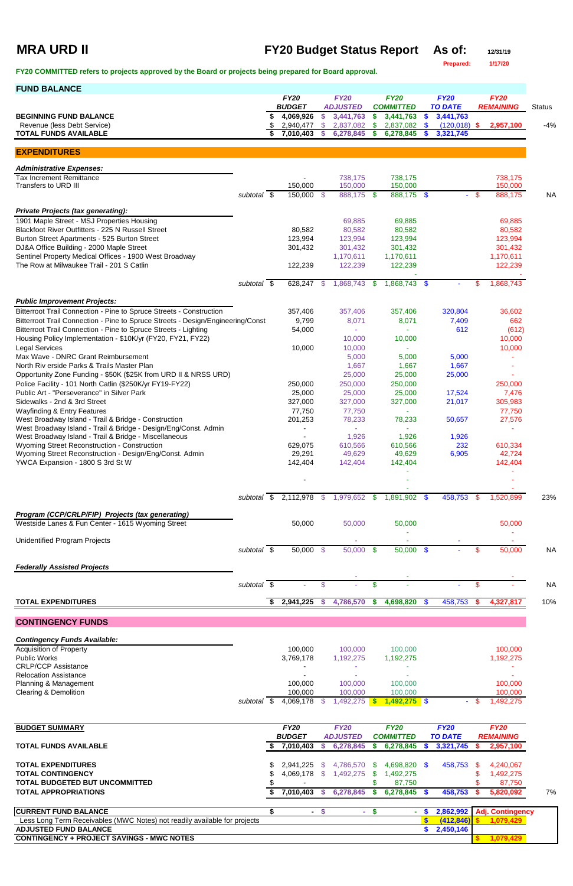# MRA URD II

## FY20 Budget Status Report

**As of:** 12/31/19

**Prepared:** 1/17/20

**FY20 COMMITTED refers to projects approved by the Board or projects being prepared for Board approval.**

## FUND BALANCE

| | FY20 BUDGET | FY20 ADJUSTED | FY20 COMMITTED | FY20 TO DATE | FY20 REMAINING | Status |
|---|---|---|---|---|---|---|
| **BEGINNING FUND BALANCE** | $ 4,069,926 | $ 3,441,763 | $ 3,441,763 | $ 3,441,763 | | |
| Revenue (less Debt Service) | $ 2,940,477 | $ 2,837,082 | $ 2,837,082 | $ (120,018) | $ 2,957,100 | -4% |
| **TOTAL FUNDS AVAILABLE** | $ 7,010,403 | $ 6,278,845 | $ 6,278,845 | $ 3,321,745 | | |

## EXPENDITURES

| | FY20 BUDGET | FY20 ADJUSTED | FY20 COMMITTED | FY20 TO DATE | FY20 REMAINING | Status |
|---|---|---|---|---|---|---|
| ***Administrative Expenses:*** | | | | | | |
| Tax Increment Remittance | - | 738,175 | 738,175 | | 738,175 | |
| Transfers to URD III | 150,000 | 150,000 | 150,000 | | 150,000 | |
| *subtotal* | $ 150,000 | $ 888,175 | $ 888,175 | $ - | $ 888,175 | NA |
| ***Private Projects (tax generating):*** | | | | | | |
| 1901 Maple Street - MSJ Properties Housing | | 69,885 | 69,885 | | 69,885 | |
| Blackfoot River Outfitters - 225 N Russell Street | 80,582 | 80,582 | 80,582 | | 80,582 | |
| Burton Street Apartments - 525 Burton Street | 123,994 | 123,994 | 123,994 | | 123,994 | |
| DJ&A Office Building - 2000 Maple Street | 301,432 | 301,432 | 301,432 | | 301,432 | |
| Sentinel Property Medical Offices - 1900 West Broadway | | 1,170,611 | 1,170,611 | | 1,170,611 | |
| The Row at Milwaukee Trail - 201 S Catlin | 122,239 | 122,239 | 122,239 | | 122,239 | |
| | | | - | | - | |
| *subtotal* | $ 628,247 | $ 1,868,743 | $ 1,868,743 | $ - | $ 1,868,743 | |
| ***Public Improvement Projects:*** | | | | | | |
| Bitterroot Trail Connection - Pine to Spruce Streets - Construction | 357,406 | 357,406 | 357,406 | 320,804 | 36,602 | |
| Bitterroot Trail Connection - Pine to Spruce Streets - Design/Engineering/Const | 9,799 | 8,071 | 8,071 | 7,409 | 662 | |
| Bitterroot Trail Connection - Pine to Spruce Streets - Lighting | 54,000 | - | - | 612 | (612) | |
| Housing Policy Implementation - $10K/yr (FY20, FY21, FY22) | | 10,000 | 10,000 | | 10,000 | |
| Legal Services | 10,000 | 10,000 | - | | 10,000 | |
| Max Wave - DNRC Grant Reimbursement | | 5,000 | 5,000 | 5,000 | - | |
| North Riv erside Parks & Trails Master Plan | | 1,667 | 1,667 | 1,667 | - | |
| Opportunity Zone Funding - $50K ($25K from URD II & NRSS URD) | | 25,000 | 25,000 | 25,000 | - | |
| Police Facility - 101 North Catlin ($250K/yr FY19-FY22) | 250,000 | 250,000 | 250,000 | | 250,000 | |
| Public Art - "Perseverance" in Silver Park | 25,000 | 25,000 | 25,000 | 17,524 | 7,476 | |
| Sidewalks - 2nd & 3rd Street | 327,000 | 327,000 | 327,000 | 21,017 | 305,983 | |
| Wayfinding & Entry Features | 77,750 | 77,750 | - | | 77,750 | |
| West Broadway Island - Trail & Bridge - Construction | 201,253 | 78,233 | 78,233 | 50,657 | 27,576 | |
| West Broadway Island - Trail & Bridge - Design/Eng/Const. Admin | - | - | - | | - | |
| West Broadway Island - Trail & Bridge - Miscellaneous | - | 1,926 | 1,926 | 1,926 | | |
| Wyoming Street Reconstruction - Construction | 629,075 | 610,566 | 610,566 | 232 | 610,334 | |
| Wyoming Street Reconstruction - Design/Eng/Const. Admin | 29,291 | 49,629 | 49,629 | 6,905 | 42,724 | |
| YWCA Expansion - 1800 S 3rd St W | 142,404 | 142,404 | 142,404 | | 142,404 | |
| | | | - | | - | |
| | - | | - | | - | |
| | | | - | | - | |
| *subtotal* | $ 2,112,978 | $ 1,979,652 | $ 1,891,902 | $ 458,753 | $ 1,520,899 | 23% |
| ***Program (CCP/CRLP/FIP) Projects (tax generating)*** | | | | | | |
| Westside Lanes & Fun Center - 1615 Wyoming Street | 50,000 | 50,000 | 50,000 | | 50,000 | |
| | | | - | | - | |
| Unidentified Program Projects | | - | - | - | - | |
| *subtotal* | $ 50,000 | $ 50,000 | $ 50,000 | $ - | $ 50,000 | NA |
| ***Federally Assisted Projects*** | | | | | | |
| | | - | - | | - | |
| *subtotal* | $ - | $ - | $ - | - | $ - | NA |
| **TOTAL EXPENDITURES** | $ 2,941,225 | $ 4,786,570 | $ 4,698,820 | $ 458,753 | $ 4,327,817 | 10% |

## CONTINGENCY FUNDS

| | FY20 BUDGET | FY20 ADJUSTED | FY20 COMMITTED | FY20 TO DATE | FY20 REMAINING |
|---|---|---|---|---|---|
| ***Contingency Funds Available:*** | | | | | |
| Acquisition of Property | 100,000 | 100,000 | 100,000 | | 100,000 |
| Public Works | 3,769,178 | 1,192,275 | 1,192,275 | | 1,192,275 |
| CRLP/CCP Assistance | - | - | - | | - |
| Relocation Assistance | - | - | - | | - |
| Planning & Management | 100,000 | 100,000 | 100,000 | | 100,000 |
| Clearing & Demolition | 100,000 | 100,000 | 100,000 | | 100,000 |
| *subtotal* | $ 4,069,178 | $ 1,492,275 | $ 1,492,275 | $ - | $ 1,492,275 |

## BUDGET SUMMARY

| | FY20 BUDGET | FY20 ADJUSTED | FY20 COMMITTED | FY20 TO DATE | FY20 REMAINING | |
|---|---|---|---|---|---|---|
| **TOTAL FUNDS AVAILABLE** | $ 7,010,403 | $ 6,278,845 | $ 6,278,845 | $ 3,321,745 | $ 2,957,100 | |
| **TOTAL EXPENDITURES** | $ 2,941,225 | $ 4,786,570 | $ 4,698,820 | $ 458,753 | $ 4,240,067 | |
| **TOTAL CONTINGENCY** | $ 4,069,178 | $ 1,492,275 | $ 1,492,275 | | $ 1,492,275 | |
| **TOTAL BUDGETED BUT UNCOMMITTED** | $ - | | $ 87,750 | | $ 87,750 | |
| **TOTAL APPROPRIATIONS** | $ 7,010,403 | $ 6,278,845 | $ 6,278,845 | $ 458,753 | $ 5,820,092 | 7% |

| | | | | | |
|---|---|---|---|---|---|
| **CURRENT FUND BALANCE** | $ - | $ - | $ - | $ 2,862,992 | Adj. Contingency |
| Less Long Term Receivables (MWC Notes) not readily available for projects | | | | $ (412,846) | $ 1,079,429 |
| **ADJUSTED FUND BALANCE** | | | | $ 2,450,146 | |
| **CONTINGENCY + PROJECT SAVINGS - MWC NOTES** | | | | | $ 1,079,429 |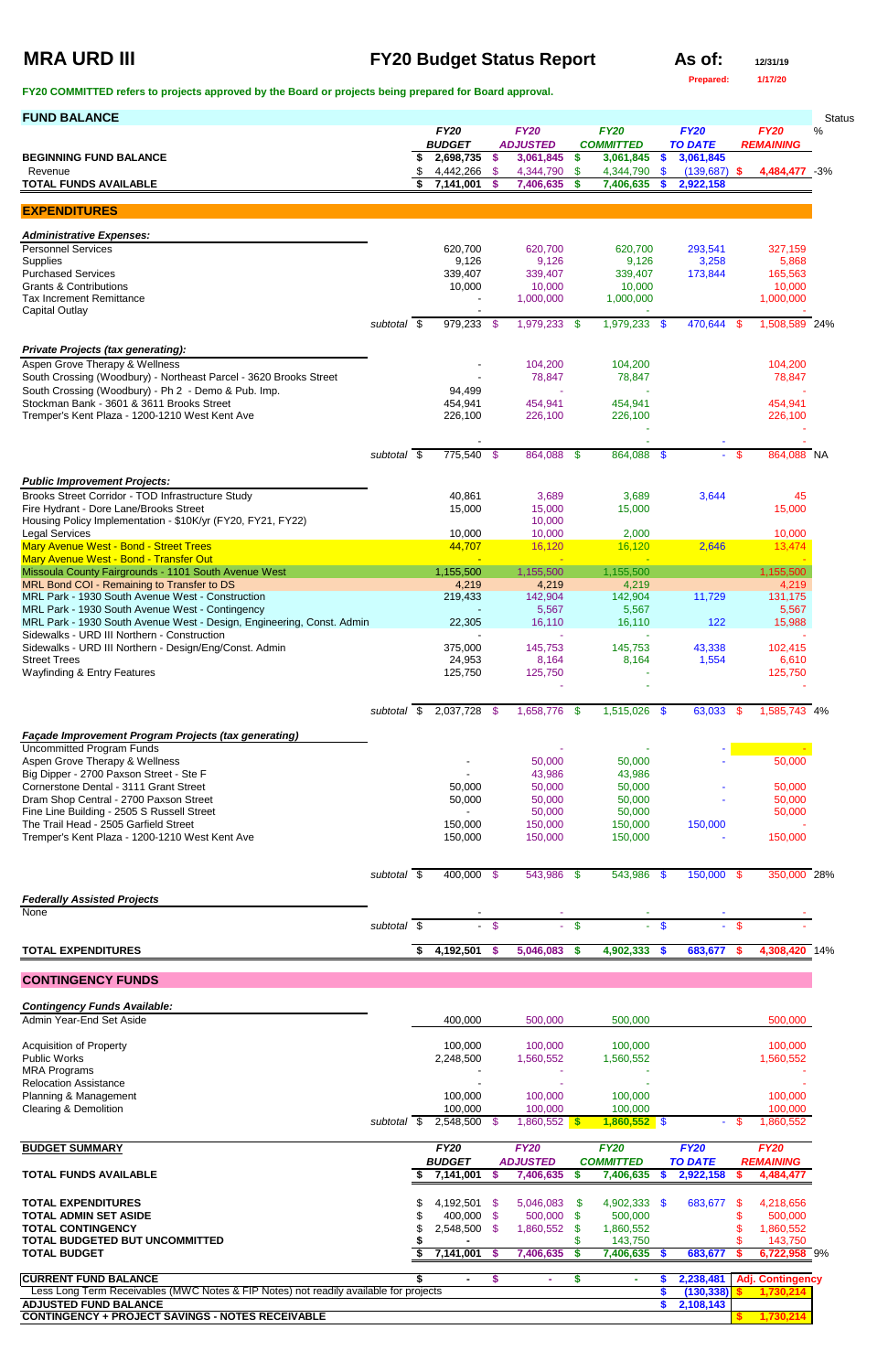# MRA URD III

## FY20 Budget Status Report

**As of:** 12/31/19
Prepared: 1/17/20

**FY20 COMMITTED refers to projects approved by the Board or projects being prepared for Board approval.**

| FUND BALANCE | FY20 BUDGET | FY20 ADJUSTED | FY20 COMMITTED | FY20 TO DATE | FY20 REMAINING | Status % |
|---|---|---|---|---|---|---|
| **BEGINNING FUND BALANCE** | $ 2,698,735 | $ 3,061,845 | $ 3,061,845 | $ 3,061,845 | | |
| Revenue | $ 4,442,266 | $ 4,344,790 | $ 4,344,790 | $ (139,687) | $ 4,484,477 | -3% |
| **TOTAL FUNDS AVAILABLE** | $ 7,141,001 | $ 7,406,635 | $ 7,406,635 | $ 2,922,158 | | |

## EXPENDITURES

| | FY20 BUDGET | FY20 ADJUSTED | FY20 COMMITTED | FY20 TO DATE | FY20 REMAINING | Status % |
|---|---|---|---|---|---|---|
| ***Administrative Expenses:*** | | | | | | |
| Personnel Services | 620,700 | 620,700 | 620,700 | 293,541 | 327,159 | |
| Supplies | 9,126 | 9,126 | 9,126 | 3,258 | 5,868 | |
| Purchased Services | 339,407 | 339,407 | 339,407 | 173,844 | 165,563 | |
| Grants & Contributions | 10,000 | 10,000 | 10,000 | | 10,000 | |
| Tax Increment Remittance | - | 1,000,000 | 1,000,000 | | 1,000,000 | |
| Capital Outlay | - | | | | | |
| *subtotal* | $ 979,233 | $ 1,979,233 | $ 1,979,233 | $ 470,644 | $ 1,508,589 | 24% |
| ***Private Projects (tax generating):*** | | | | | | |
| Aspen Grove Therapy & Wellness | - | 104,200 | 104,200 | | 104,200 | |
| South Crossing (Woodbury) - Northeast Parcel - 3620 Brooks Street | - | 78,847 | 78,847 | | 78,847 | |
| South Crossing (Woodbury) - Ph 2 - Demo & Pub. Imp. | 94,499 | - | | | - | |
| Stockman Bank - 3601 & 3611 Brooks Street | 454,941 | 454,941 | 454,941 | | 454,941 | |
| Tremper's Kent Plaza - 1200-1210 West Kent Ave | 226,100 | 226,100 | 226,100 | | 226,100 | |
| | | | - | | - | |
| | - | - | - | - | - | |
| *subtotal* | $ 775,540 | $ 864,088 | $ 864,088 | $ - | $ 864,088 | NA |
| ***Public Improvement Projects:*** | | | | | | |
| Brooks Street Corridor - TOD Infrastructure Study | 40,861 | 3,689 | 3,689 | 3,644 | 45 | |
| Fire Hydrant - Dore Lane/Brooks Street | 15,000 | 15,000 | 15,000 | | 15,000 | |
| Housing Policy Implementation - $10K/yr (FY20, FY21, FY22) | | 10,000 | | | | |
| Legal Services | 10,000 | 10,000 | 2,000 | | 10,000 | |
| Mary Avenue West - Bond - Street Trees | 44,707 | 16,120 | 16,120 | 2,646 | 13,474 | |
| Mary Avenue West - Bond - Transfer Out | - | - | - | | - | |
| Missoula County Fairgrounds - 1101 South Avenue West | 1,155,500 | 1,155,500 | 1,155,500 | | 1,155,500 | |
| MRL Bond COI - Remaining to Transfer to DS | 4,219 | 4,219 | 4,219 | | 4,219 | |
| MRL Park - 1930 South Avenue West - Construction | 219,433 | 142,904 | 142,904 | 11,729 | 131,175 | |
| MRL Park - 1930 South Avenue West - Contingency | - | 5,567 | 5,567 | | 5,567 | |
| MRL Park - 1930 South Avenue West - Design, Engineering, Const. Admin | 22,305 | 16,110 | 16,110 | 122 | 15,988 | |
| Sidewalks - URD III Northern - Construction | - | - | - | | - | |
| Sidewalks - URD III Northern - Design/Eng/Const. Admin | 375,000 | 145,753 | 145,753 | 43,338 | 102,415 | |
| Street Trees | 24,953 | 8,164 | 8,164 | 1,554 | 6,610 | |
| Wayfinding & Entry Features | 125,750 | 125,750 | - | | 125,750 | |
| | | - | - | | - | |
| *subtotal* | $ 2,037,728 | $ 1,658,776 | $ 1,515,026 | $ 63,033 | $ 1,585,743 | 4% |
| ***Façade Improvement Program Projects (tax generating)*** | | | | | | |
| Uncommitted Program Funds | | - | - | - | - | |
| Aspen Grove Therapy & Wellness | - | 50,000 | 50,000 | - | 50,000 | |
| Big Dipper - 2700 Paxson Street - Ste F | - | 43,986 | 43,986 | | | |
| Cornerstone Dental - 3111 Grant Street | 50,000 | 50,000 | 50,000 | - | 50,000 | |
| Dram Shop Central - 2700 Paxson Street | 50,000 | 50,000 | 50,000 | - | 50,000 | |
| Fine Line Building - 2505 S Russell Street | - | 50,000 | 50,000 | | 50,000 | |
| The Trail Head - 2505 Garfield Street | 150,000 | 150,000 | 150,000 | 150,000 | - | |
| Tremper's Kent Plaza - 1200-1210 West Kent Ave | 150,000 | 150,000 | 150,000 | - | 150,000 | |
| *subtotal* | $ 400,000 | $ 543,986 | $ 543,986 | $ 150,000 | $ 350,000 | 28% |
| ***Federally Assisted Projects*** | | | | | | |
| None | - | - | - | - | - | |
| *subtotal* | $ - | $ - | $ - | $ - | $ - | |
| **TOTAL EXPENDITURES** | $ 4,192,501 | $ 5,046,083 | $ 4,902,333 | $ 683,677 | $ 4,308,420 | 14% |

## CONTINGENCY FUNDS

| | FY20 BUDGET | FY20 ADJUSTED | FY20 COMMITTED | FY20 TO DATE | FY20 REMAINING |
|---|---|---|---|---|---|
| ***Contingency Funds Available:*** | | | | | |
| Admin Year-End Set Aside | 400,000 | 500,000 | 500,000 | | 500,000 |
| Acquisition of Property | 100,000 | 100,000 | 100,000 | | 100,000 |
| Public Works | 2,248,500 | 1,560,552 | 1,560,552 | | 1,560,552 |
| MRA Programs | - | - | - | | - |
| Relocation Assistance | - | - | - | | - |
| Planning & Management | 100,000 | 100,000 | 100,000 | | 100,000 |
| Clearing & Demolition | 100,000 | 100,000 | 100,000 | | 100,000 |
| *subtotal* | $ 2,548,500 | $ 1,860,552 | $ 1,860,552 | $ - | $ 1,860,552 |

| BUDGET SUMMARY | FY20 BUDGET | FY20 ADJUSTED | FY20 COMMITTED | FY20 TO DATE | FY20 REMAINING | |
|---|---|---|---|---|---|---|
| **TOTAL FUNDS AVAILABLE** | $ 7,141,001 | $ 7,406,635 | $ 7,406,635 | $ 2,922,158 | $ 4,484,477 | |
| **TOTAL EXPENDITURES** | $ 4,192,501 | $ 5,046,083 | $ 4,902,333 | $ 683,677 | $ 4,218,656 | |
| **TOTAL ADMIN SET ASIDE** | $ 400,000 | $ 500,000 | $ 500,000 | | $ 500,000 | |
| **TOTAL CONTINGENCY** | $ 2,548,500 | $ 1,860,552 | $ 1,860,552 | | $ 1,860,552 | |
| **TOTAL BUDGETED BUT UNCOMMITTED** | $ - | | $ 143,750 | | $ 143,750 | |
| **TOTAL BUDGET** | $ 7,141,001 | $ 7,406,635 | $ 7,406,635 | $ 683,677 | $ 6,722,958 | 9% |

| | | | | | |
|---|---|---|---|---|---|
| **CURRENT FUND BALANCE** | $ - | $ - | $ - | $ 2,238,481 | **Adj. Contingency** |
| Less Long Term Receivables (MWC Notes & FIP Notes) not readily available for projects | | | | $ (130,338) | $ 1,730,214 |
| **ADJUSTED FUND BALANCE** | | | | $ 2,108,143 | |
| **CONTINGENCY + PROJECT SAVINGS - NOTES RECEIVABLE** | | | | | $ 1,730,214 |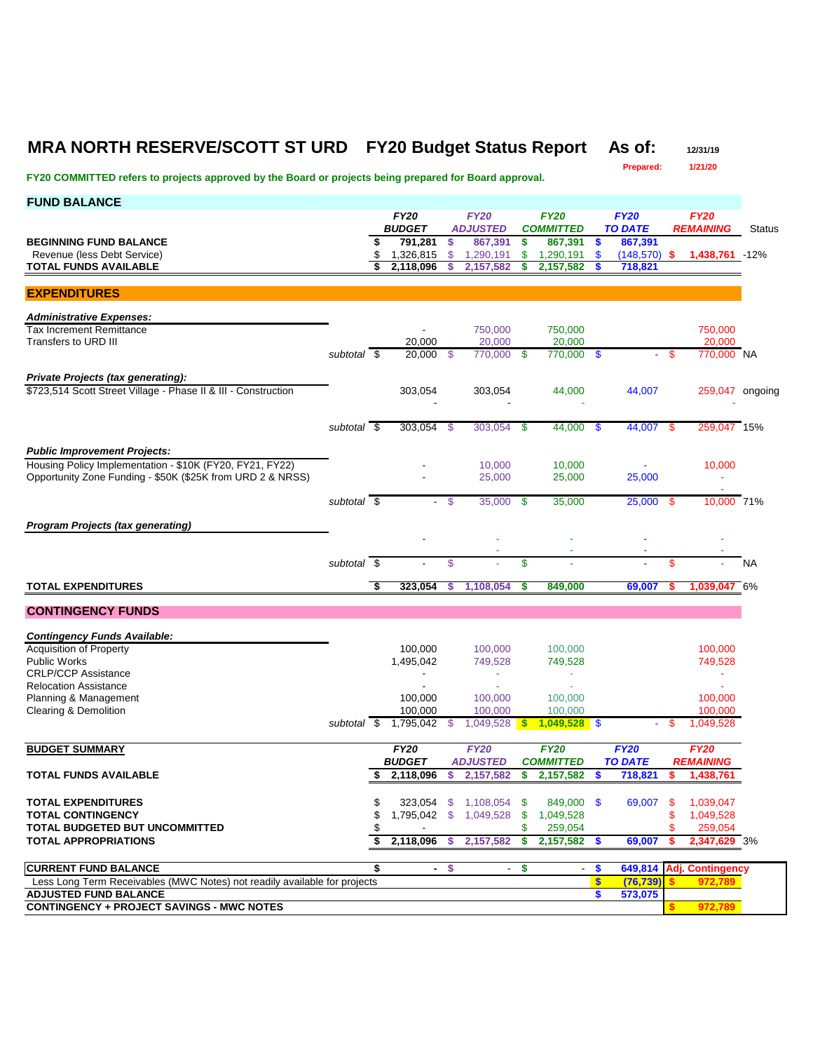# MRA NORTH RESERVE/SCOTT ST URD FY20 Budget Status Report

**As of:** 12/31/19

**Prepared:** 1/21/20

**FY20 COMMITTED refers to projects approved by the Board or projects being prepared for Board approval.**

## FUND BALANCE

| | FY20 BUDGET | FY20 ADJUSTED | FY20 COMMITTED | FY20 TO DATE | FY20 REMAINING | Status |
|---|---|---|---|---|---|---|
| **BEGINNING FUND BALANCE** | $ 791,281 | $ 867,391 | $ 867,391 | $ 867,391 | | |
| Revenue (less Debt Service) | $ 1,326,815 | $ 1,290,191 | $ 1,290,191 | $ (148,570) | $ 1,438,761 | -12% |
| **TOTAL FUNDS AVAILABLE** | $ 2,118,096 | $ 2,157,582 | $ 2,157,582 | $ 718,821 | | |

## EXPENDITURES

| | FY20 BUDGET | FY20 ADJUSTED | FY20 COMMITTED | FY20 TO DATE | FY20 REMAINING | Status |
|---|---|---|---|---|---|---|
| ***Administrative Expenses:*** | | | | | | |
| Tax Increment Remittance | - | 750,000 | 750,000 | | 750,000 | |
| Transfers to URD III | 20,000 | 20,000 | 20,000 | | 20,000 | |
| subtotal | $ 20,000 | $ 770,000 | $ 770,000 | $ - | $ 770,000 | NA |
| ***Private Projects (tax generating):*** | | | | | | |
| $723,514 Scott Street Village - Phase II & III - Construction | 303,054 | 303,054 | 44,000 | 44,007 | 259,047 | ongoing |
| | - | - | - | | - | |
| subtotal | $ 303,054 | $ 303,054 | $ 44,000 | $ 44,007 | $ 259,047 | 15% |
| ***Public Improvement Projects:*** | | | | | | |
| Housing Policy Implementation - $10K (FY20, FY21, FY22) | - | 10,000 | 10,000 | - | 10,000 | |
| Opportunity Zone Funding - $50K ($25K from URD 2 & NRSS) | - | 25,000 | 25,000 | 25,000 | - | |
| | | | | | - | |
| subtotal | $ - | $ 35,000 | $ 35,000 | 25,000 | $ 10,000 | 71% |
| ***Program Projects (tax generating)*** | | | | | | |
| | - | - | - | - | - | |
| | | - | - | - | - | |
| subtotal | $ - | $ - | $ - | - | $ - | NA |
| **TOTAL EXPENDITURES** | **$ 323,054** | **$ 1,108,054** | **$ 849,000** | **69,007** | **$ 1,039,047** | 6% |

## CONTINGENCY FUNDS

| | FY20 BUDGET | FY20 ADJUSTED | FY20 COMMITTED | FY20 TO DATE | FY20 REMAINING |
|---|---|---|---|---|---|
| ***Contingency Funds Available:*** | | | | | |
| Acquisition of Property | 100,000 | 100,000 | 100,000 | | 100,000 |
| Public Works | 1,495,042 | 749,528 | 749,528 | | 749,528 |
| CRLP/CCP Assistance | - | - | - | | - |
| Relocation Assistance | - | - | - | | - |
| Planning & Management | 100,000 | 100,000 | 100,000 | | 100,000 |
| Clearing & Demolition | 100,000 | 100,000 | 100,000 | | 100,000 |
| subtotal | $ 1,795,042 | $ 1,049,528 | $ 1,049,528 | $ - | $ 1,049,528 |

## BUDGET SUMMARY

| | FY20 BUDGET | FY20 ADJUSTED | FY20 COMMITTED | FY20 TO DATE | FY20 REMAINING | |
|---|---|---|---|---|---|---|
| **TOTAL FUNDS AVAILABLE** | $ 2,118,096 | $ 2,157,582 | $ 2,157,582 | $ 718,821 | $ 1,438,761 | |
| **TOTAL EXPENDITURES** | $ 323,054 | $ 1,108,054 | $ 849,000 | $ 69,007 | $ 1,039,047 | |
| **TOTAL CONTINGENCY** | $ 1,795,042 | $ 1,049,528 | $ 1,049,528 | | $ 1,049,528 | |
| **TOTAL BUDGETED BUT UNCOMMITTED** | $ - | | $ 259,054 | | $ 259,054 | |
| **TOTAL APPROPRIATIONS** | $ 2,118,096 | $ 2,157,582 | $ 2,157,582 | $ 69,007 | $ 2,347,629 | 3% |

| | | | | | |
|---|---|---|---|---|---|
| **CURRENT FUND BALANCE** | $ - | $ - | $ - | $ 649,814 | **Adj. Contingency** |
| Less Long Term Receivables (MWC Notes) not readily available for projects | | | | $ (76,739) | $ 972,789 |
| **ADJUSTED FUND BALANCE** | | | | $ 573,075 | |
| **CONTINGENCY + PROJECT SAVINGS - MWC NOTES** | | | | | $ 972,789 |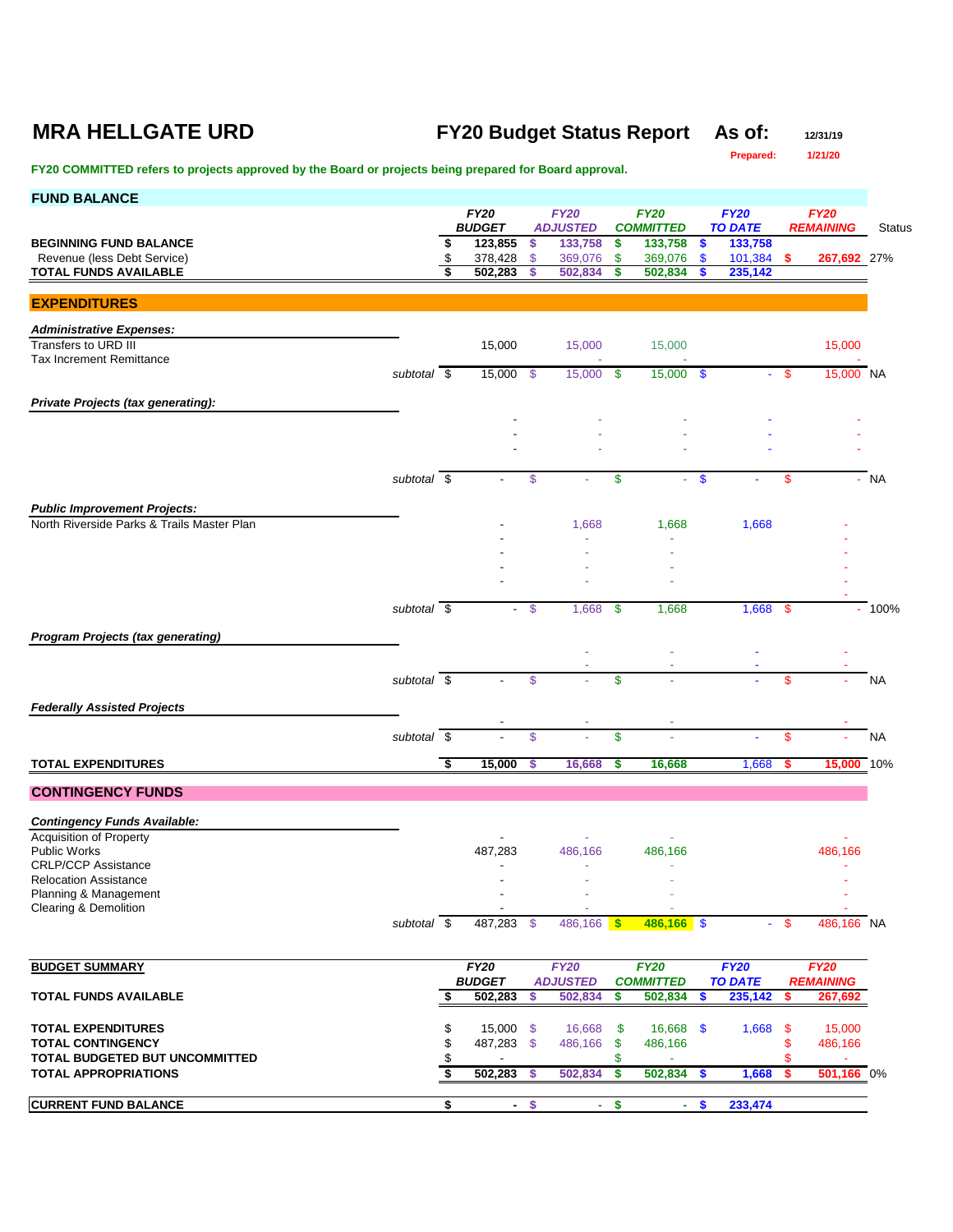# MRA HELLGATE URD

## FY20 Budget Status Report

**As of:** 12/31/19

**Prepared:** 1/21/20

**FY20 COMMITTED refers to projects approved by the Board or projects being prepared for Board approval.**

## FUND BALANCE

| | FY20 BUDGET | FY20 ADJUSTED | FY20 COMMITTED | FY20 TO DATE | FY20 REMAINING | Status |
|---|---|---|---|---|---|---|
| **BEGINNING FUND BALANCE** | $ 123,855 | $ 133,758 | $ 133,758 | $ 133,758 | | |
| Revenue (less Debt Service) | $ 378,428 | $ 369,076 | $ 369,076 | $ 101,384 | $ 267,692 | 27% |
| **TOTAL FUNDS AVAILABLE** | $ 502,283 | $ 502,834 | $ 502,834 | $ 235,142 | | |

## EXPENDITURES

| | FY20 BUDGET | FY20 ADJUSTED | FY20 COMMITTED | FY20 TO DATE | FY20 REMAINING | Status |
|---|---|---|---|---|---|---|
| ***Administrative Expenses:*** | | | | | | |
| Transfers to URD III | 15,000 | 15,000 | 15,000 | | 15,000 | |
| Tax Increment Remittance | | - | - | | - | |
| *subtotal* | $ 15,000 | $ 15,000 | $ 15,000 | $ - | $ 15,000 | NA |
| ***Private Projects (tax generating):*** | | | | | | |
| | - | - | - | - | - | |
| | - | - | - | - | - | |
| | - | - | - | - | - | |
| *subtotal* | $ - | $ - | $ - | $ - | $ - | NA |
| ***Public Improvement Projects:*** | | | | | | |
| North Riverside Parks & Trails Master Plan | - | 1,668 | 1,668 | 1,668 | - | |
| | - | - | - | | - | |
| | - | - | - | | - | |
| | - | - | - | | - | |
| | - | - | - | | - | |
| | | | | | - | |
| *subtotal* | $ - | $ 1,668 | $ 1,668 | 1,668 | $ - | 100% |
| ***Program Projects (tax generating)*** | | | | | | |
| | | - | - | - | - | |
| | | - | - | - | - | |
| *subtotal* | $ - | $ - | $ - | - | $ - | NA |
| ***Federally Assisted Projects*** | | | | | | |
| | - | - | - | | - | |
| *subtotal* | $ - | $ - | $ - | - | $ - | NA |
| **TOTAL EXPENDITURES** | $ 15,000 | $ 16,668 | $ 16,668 | 1,668 | $ 15,000 | 10% |

## CONTINGENCY FUNDS

| | FY20 BUDGET | FY20 ADJUSTED | FY20 COMMITTED | FY20 TO DATE | FY20 REMAINING | Status |
|---|---|---|---|---|---|---|
| ***Contingency Funds Available:*** | | | | | | |
| Acquisition of Property | - | - | - | | - | |
| Public Works | 487,283 | 486,166 | 486,166 | | 486,166 | |
| CRLP/CCP Assistance | - | - | - | | - | |
| Relocation Assistance | - | - | - | | - | |
| Planning & Management | - | - | - | | - | |
| Clearing & Demolition | - | - | - | | - | |
| *subtotal* | $ 487,283 | $ 486,166 | $ 486,166 | $ - | $ 486,166 | NA |

## BUDGET SUMMARY

| BUDGET SUMMARY | FY20 BUDGET | FY20 ADJUSTED | FY20 COMMITTED | FY20 TO DATE | FY20 REMAINING | |
|---|---|---|---|---|---|---|
| **TOTAL FUNDS AVAILABLE** | $ 502,283 | $ 502,834 | $ 502,834 | $ 235,142 | $ 267,692 | |
| **TOTAL EXPENDITURES** | $ 15,000 | $ 16,668 | $ 16,668 | $ 1,668 | $ 15,000 | |
| **TOTAL CONTINGENCY** | $ 487,283 | $ 486,166 | $ 486,166 | | $ 486,166 | |
| **TOTAL BUDGETED BUT UNCOMMITTED** | $ - | | $ - | | $ - | |
| **TOTAL APPROPRIATIONS** | $ 502,283 | $ 502,834 | $ 502,834 | $ 1,668 | $ 501,166 | 0% |
| **CURRENT FUND BALANCE** | $ - | $ - | $ - | $ 233,474 | | |